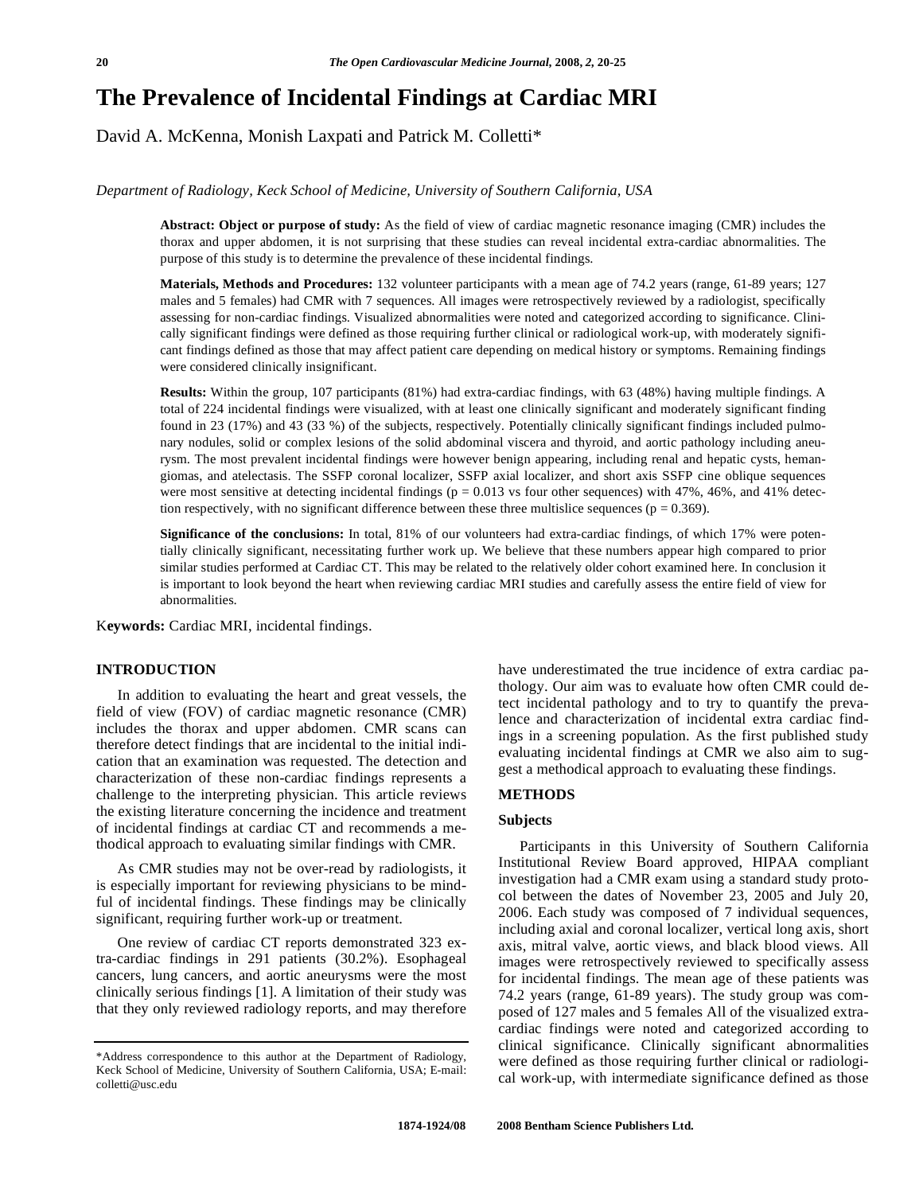# The Prevalence of Incidental Findings at Cardiac MRI

David A. McKenna, Monish Laxpati and Patrick M. Colletti*

*Department of Radiology, Keck School of Medicine, University of Southern California, USA*

**Abstract: Object or purpose of study:** As the field of view of cardiac magnetic resonance imaging (CMR) includes the thorax and upper abdomen, it is not surprising that these studies can reveal incidental extra-cardiac abnormalities. The purpose of this study is to determine the prevalence of these incidental findings.

**Materials, Methods and Procedures:** 132 volunteer participants with a mean age of 74.2 years (range, 61-89 years; 127 males and 5 females) had CMR with 7 sequences. All images were retrospectively reviewed by a radiologist, specifically assessing for non-cardiac findings. Visualized abnormalities were noted and categorized according to significance. Clinically significant findings were defined as those requiring further clinical or radiological work-up, with moderately significant findings defined as those that may affect patient care depending on medical history or symptoms. Remaining findings were considered clinically insignificant.

**Results:** Within the group, 107 participants (81%) had extra-cardiac findings, with 63 (48%) having multiple findings. A total of 224 incidental findings were visualized, with at least one clinically significant and moderately significant finding found in 23 (17%) and 43 (33 %) of the subjects, respectively. Potentially clinically significant findings included pulmonary nodules, solid or complex lesions of the solid abdominal viscera and thyroid, and aortic pathology including aneurysm. The most prevalent incidental findings were however benign appearing, including renal and hepatic cysts, hemangiomas, and atelectasis. The SSFP coronal localizer, SSFP axial localizer, and short axis SSFP cine oblique sequences were most sensitive at detecting incidental findings ($p = 0.013$ vs four other sequences) with 47%, 46%, and 41% detection respectively, with no significant difference between these three multislice sequences ($p = 0.369$).

**Significance of the conclusions:** In total, 81% of our volunteers had extra-cardiac findings, of which 17% were potentially clinically significant, necessitating further work up. We believe that these numbers appear high compared to prior similar studies performed at Cardiac CT. This may be related to the relatively older cohort examined here. In conclusion it is important to look beyond the heart when reviewing cardiac MRI studies and carefully assess the entire field of view for abnormalities.

**Keywords:** Cardiac MRI, incidental findings.

## INTRODUCTION

In addition to evaluating the heart and great vessels, the field of view (FOV) of cardiac magnetic resonance (CMR) includes the thorax and upper abdomen. CMR scans can therefore detect findings that are incidental to the initial indication that an examination was requested. The detection and characterization of these non-cardiac findings represents a challenge to the interpreting physician. This article reviews the existing literature concerning the incidence and treatment of incidental findings at cardiac CT and recommends a methodical approach to evaluating similar findings with CMR.

As CMR studies may not be over-read by radiologists, it is especially important for reviewing physicians to be mindful of incidental findings. These findings may be clinically significant, requiring further work-up or treatment.

One review of cardiac CT reports demonstrated 323 extra-cardiac findings in 291 patients (30.2%). Esophageal cancers, lung cancers, and aortic aneurysms were the most clinically serious findings [1]. A limitation of their study was that they only reviewed radiology reports, and may therefore have underestimated the true incidence of extra cardiac pathology. Our aim was to evaluate how often CMR could detect incidental pathology and to try to quantify the prevalence and characterization of incidental extra cardiac findings in a screening population. As the first published study evaluating incidental findings at CMR we also aim to suggest a methodical approach to evaluating these findings.

## METHODS

### Subjects

Participants in this University of Southern California Institutional Review Board approved, HIPAA compliant investigation had a CMR exam using a standard study protocol between the dates of November 23, 2005 and July 20, 2006. Each study was composed of 7 individual sequences, including axial and coronal localizer, vertical long axis, short axis, mitral valve, aortic views, and black blood views. All images were retrospectively reviewed to specifically assess for incidental findings. The mean age of these patients was 74.2 years (range, 61-89 years). The study group was composed of 127 males and 5 females All of the visualized extra-cardiac findings were noted and categorized according to clinical significance. Clinically significant abnormalities were defined as those requiring further clinical or radiological work-up, with intermediate significance defined as those

*Address correspondence to this author at the Department of Radiology, Keck School of Medicine, University of Southern California, USA; E-mail: colletti@usc.edu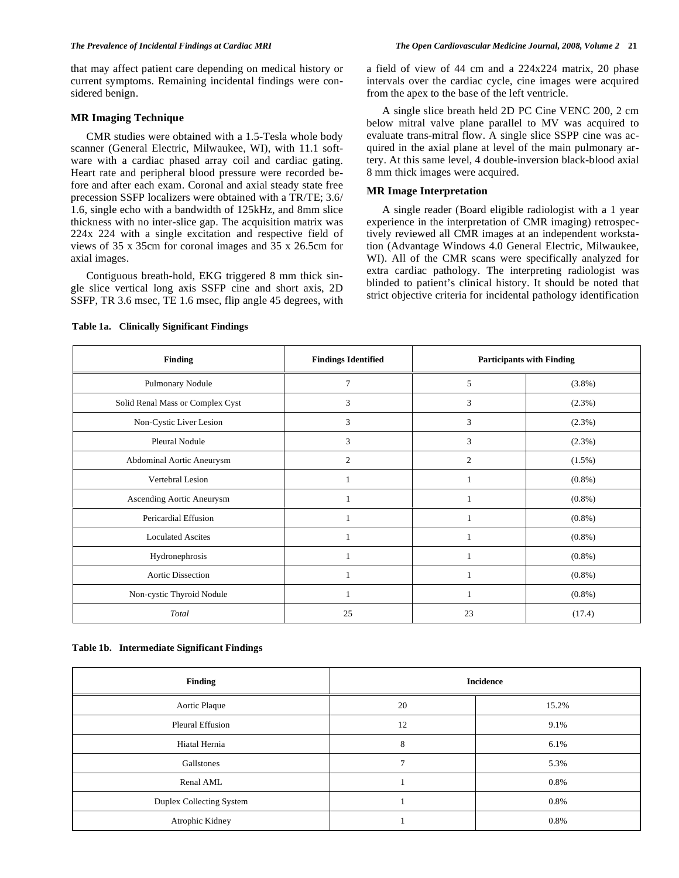that may affect patient care depending on medical history or current symptoms. Remaining incidental findings were considered benign.

## MR Imaging Technique

CMR studies were obtained with a 1.5-Tesla whole body scanner (General Electric, Milwaukee, WI), with 11.1 software with a cardiac phased array coil and cardiac gating. Heart rate and peripheral blood pressure were recorded before and after each exam. Coronal and axial steady state free precession SSFP localizers were obtained with a TR/TE; 3.6/ 1.6, single echo with a bandwidth of 125kHz, and 8mm slice thickness with no inter-slice gap. The acquisition matrix was 224x 224 with a single excitation and respective field of views of 35 x 35cm for coronal images and 35 x 26.5cm for axial images.

Contiguous breath-hold, EKG triggered 8 mm thick single slice vertical long axis SSFP cine and short axis, 2D SSFP, TR 3.6 msec, TE 1.6 msec, flip angle 45 degrees, with a field of view of 44 cm and a 224x224 matrix, 20 phase intervals over the cardiac cycle, cine images were acquired from the apex to the base of the left ventricle.

A single slice breath held 2D PC Cine VENC 200, 2 cm below mitral valve plane parallel to MV was acquired to evaluate trans-mitral flow. A single slice SSPP cine was acquired in the axial plane at level of the main pulmonary artery. At this same level, 4 double-inversion black-blood axial 8 mm thick images were acquired.

## MR Image Interpretation

A single reader (Board eligible radiologist with a 1 year experience in the interpretation of CMR imaging) retrospectively reviewed all CMR images at an independent workstation (Advantage Windows 4.0 General Electric, Milwaukee, WI). All of the CMR scans were specifically analyzed for extra cardiac pathology. The interpreting radiologist was blinded to patient's clinical history. It should be noted that strict objective criteria for incidental pathology identification

**Table 1a. Clinically Significant Findings**

| Finding | Findings Identified | Participants with Finding | |
|---|---|---|---|
| Pulmonary Nodule | 7 | 5 | (3.8%) |
| Solid Renal Mass or Complex Cyst | 3 | 3 | (2.3%) |
| Non-Cystic Liver Lesion | 3 | 3 | (2.3%) |
| Pleural Nodule | 3 | 3 | (2.3%) |
| Abdominal Aortic Aneurysm | 2 | 2 | (1.5%) |
| Vertebral Lesion | 1 | 1 | (0.8%) |
| Ascending Aortic Aneurysm | 1 | 1 | (0.8%) |
| Pericardial Effusion | 1 | 1 | (0.8%) |
| Loculated Ascites | 1 | 1 | (0.8%) |
| Hydronephrosis | 1 | 1 | (0.8%) |
| Aortic Dissection | 1 | 1 | (0.8%) |
| Non-cystic Thyroid Nodule | 1 | 1 | (0.8%) |
| *Total* | 25 | 23 | (17.4) |

**Table 1b. Intermediate Significant Findings**

| Finding | Incidence | |
|---|---|---|
| Aortic Plaque | 20 | 15.2% |
| Pleural Effusion | 12 | 9.1% |
| Hiatal Hernia | 8 | 6.1% |
| Gallstones | 7 | 5.3% |
| Renal AML | 1 | 0.8% |
| Duplex Collecting System | 1 | 0.8% |
| Atrophic Kidney | 1 | 0.8% |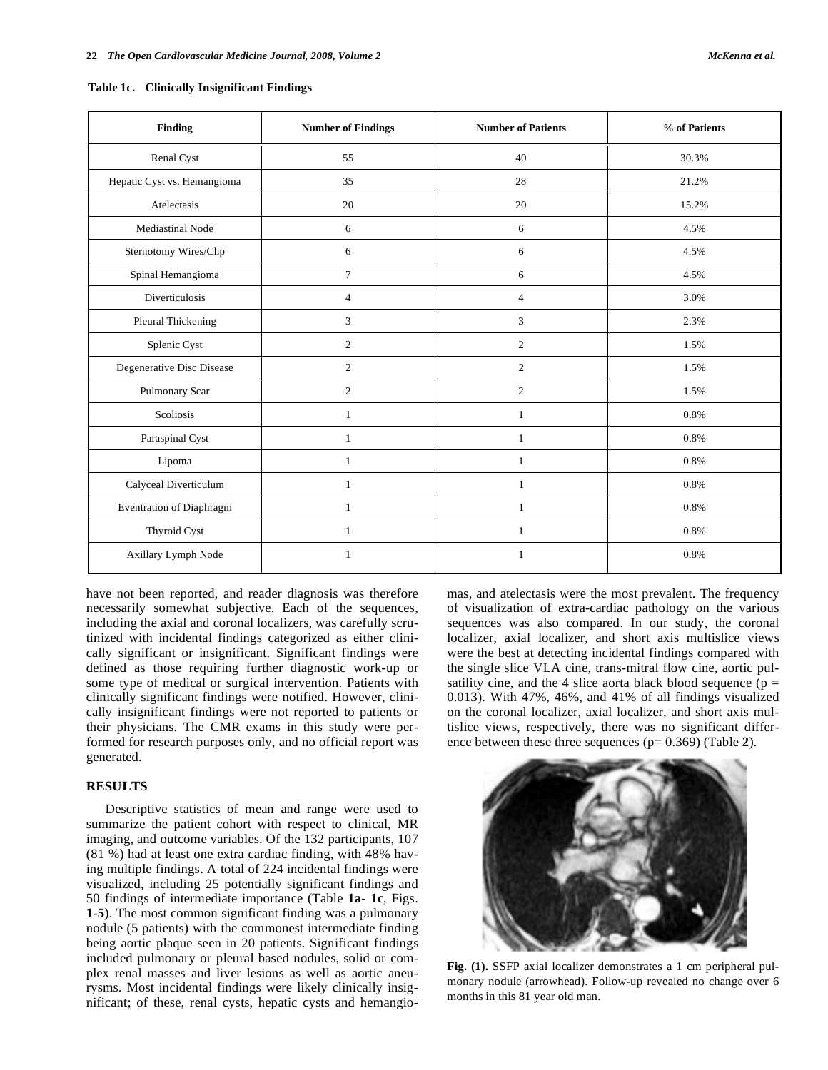**Table 1c. Clinically Insignificant Findings**

| Finding | Number of Findings | Number of Patients | % of Patients |
|---|---|---|---|
| Renal Cyst | 55 | 40 | 30.3% |
| Hepatic Cyst vs. Hemangioma | 35 | 28 | 21.2% |
| Atelectasis | 20 | 20 | 15.2% |
| Mediastinal Node | 6 | 6 | 4.5% |
| Sternotomy Wires/Clip | 6 | 6 | 4.5% |
| Spinal Hemangioma | 7 | 6 | 4.5% |
| Diverticulosis | 4 | 4 | 3.0% |
| Pleural Thickening | 3 | 3 | 2.3% |
| Splenic Cyst | 2 | 2 | 1.5% |
| Degenerative Disc Disease | 2 | 2 | 1.5% |
| Pulmonary Scar | 2 | 2 | 1.5% |
| Scoliosis | 1 | 1 | 0.8% |
| Paraspinal Cyst | 1 | 1 | 0.8% |
| Lipoma | 1 | 1 | 0.8% |
| Calyceal Diverticulum | 1 | 1 | 0.8% |
| Eventration of Diaphragm | 1 | 1 | 0.8% |
| Thyroid Cyst | 1 | 1 | 0.8% |
| Axillary Lymph Node | 1 | 1 | 0.8% |

have not been reported, and reader diagnosis was therefore necessarily somewhat subjective. Each of the sequences, including the axial and coronal localizers, was carefully scrutinized with incidental findings categorized as either clinically significant or insignificant. Significant findings were defined as those requiring further diagnostic work-up or some type of medical or surgical intervention. Patients with clinically significant findings were notified. However, clinically insignificant findings were not reported to patients or their physicians. The CMR exams in this study were performed for research purposes only, and no official report was generated.

## RESULTS

Descriptive statistics of mean and range were used to summarize the patient cohort with respect to clinical, MR imaging, and outcome variables. Of the 132 participants, 107 (81 %) had at least one extra cardiac finding, with 48% having multiple findings. A total of 224 incidental findings were visualized, including 25 potentially significant findings and 50 findings of intermediate importance (Table **1a**- **1c**, Figs. **1-5**). The most common significant finding was a pulmonary nodule (5 patients) with the commonest intermediate finding being aortic plaque seen in 20 patients. Significant findings included pulmonary or pleural based nodules, solid or complex renal masses and liver lesions as well as aortic aneurysms. Most incidental findings were likely clinically insignificant; of these, renal cysts, hepatic cysts and hemangiomas, and atelectasis were the most prevalent. The frequency of visualization of extra-cardiac pathology on the various sequences was also compared. In our study, the coronal localizer, axial localizer, and short axis multislice views were the best at detecting incidental findings compared with the single slice VLA cine, trans-mitral flow cine, aortic pulsatility cine, and the 4 slice aorta black blood sequence ($p = 0.013$). With 47%, 46%, and 41% of all findings visualized on the coronal localizer, axial localizer, and short axis multislice views, respectively, there was no significant difference between these three sequences ($p = 0.369$) (Table **2**).

**Fig. (1).** SSFP axial localizer demonstrates a 1 cm peripheral pulmonary nodule (arrowhead). Follow-up revealed no change over 6 months in this 81 year old man.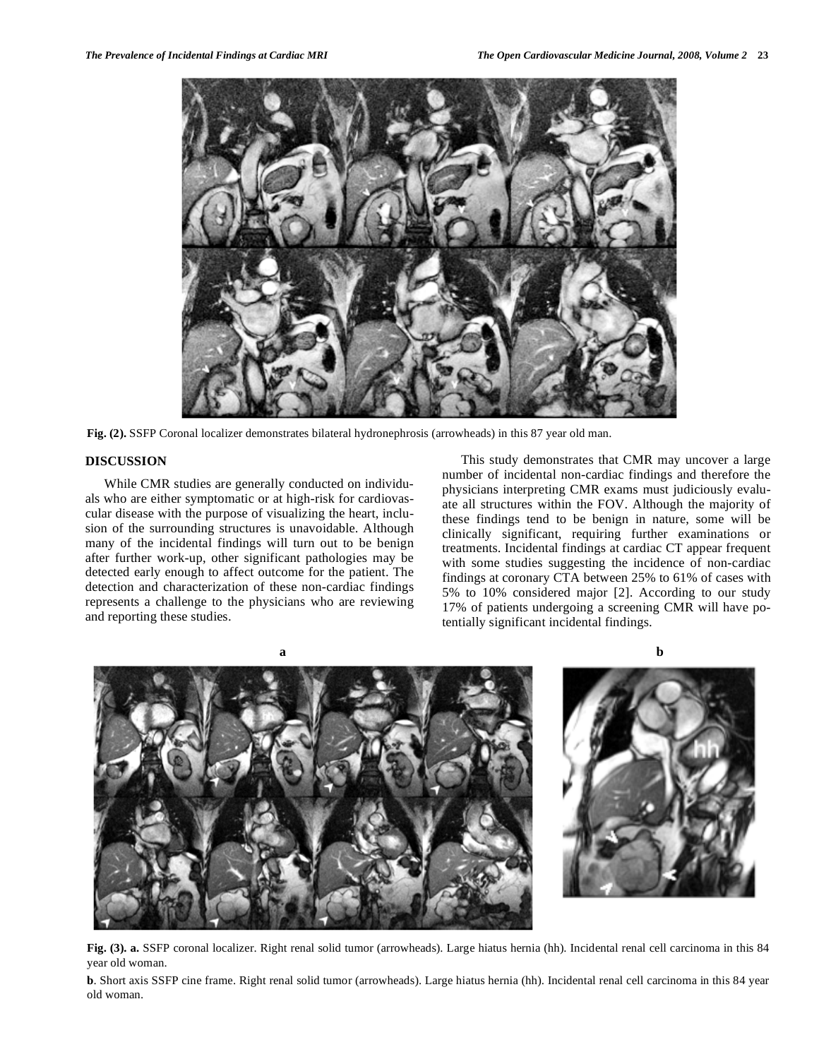Fig. (2). SSFP Coronal localizer demonstrates bilateral hydronephrosis (arrowheads) in this 87 year old man.

## DISCUSSION

While CMR studies are generally conducted on individuals who are either symptomatic or at high-risk for cardiovascular disease with the purpose of visualizing the heart, inclusion of the surrounding structures is unavoidable. Although many of the incidental findings will turn out to be benign after further work-up, other significant pathologies may be detected early enough to affect outcome for the patient. The detection and characterization of these non-cardiac findings represents a challenge to the physicians who are reviewing and reporting these studies.

This study demonstrates that CMR may uncover a large number of incidental non-cardiac findings and therefore the physicians interpreting CMR exams must judiciously evaluate all structures within the FOV. Although the majority of these findings tend to be benign in nature, some will be clinically significant, requiring further examinations or treatments. Incidental findings at cardiac CT appear frequent with some studies suggesting the incidence of non-cardiac findings at coronary CTA between 25% to 61% of cases with 5% to 10% considered major [2]. According to our study 17% of patients undergoing a screening CMR will have potentially significant incidental findings.

**Fig. (3). a.** SSFP coronal localizer. Right renal solid tumor (arrowheads). Large hiatus hernia (hh). Incidental renal cell carcinoma in this 84 year old woman.

**b**. Short axis SSFP cine frame. Right renal solid tumor (arrowheads). Large hiatus hernia (hh). Incidental renal cell carcinoma in this 84 year old woman.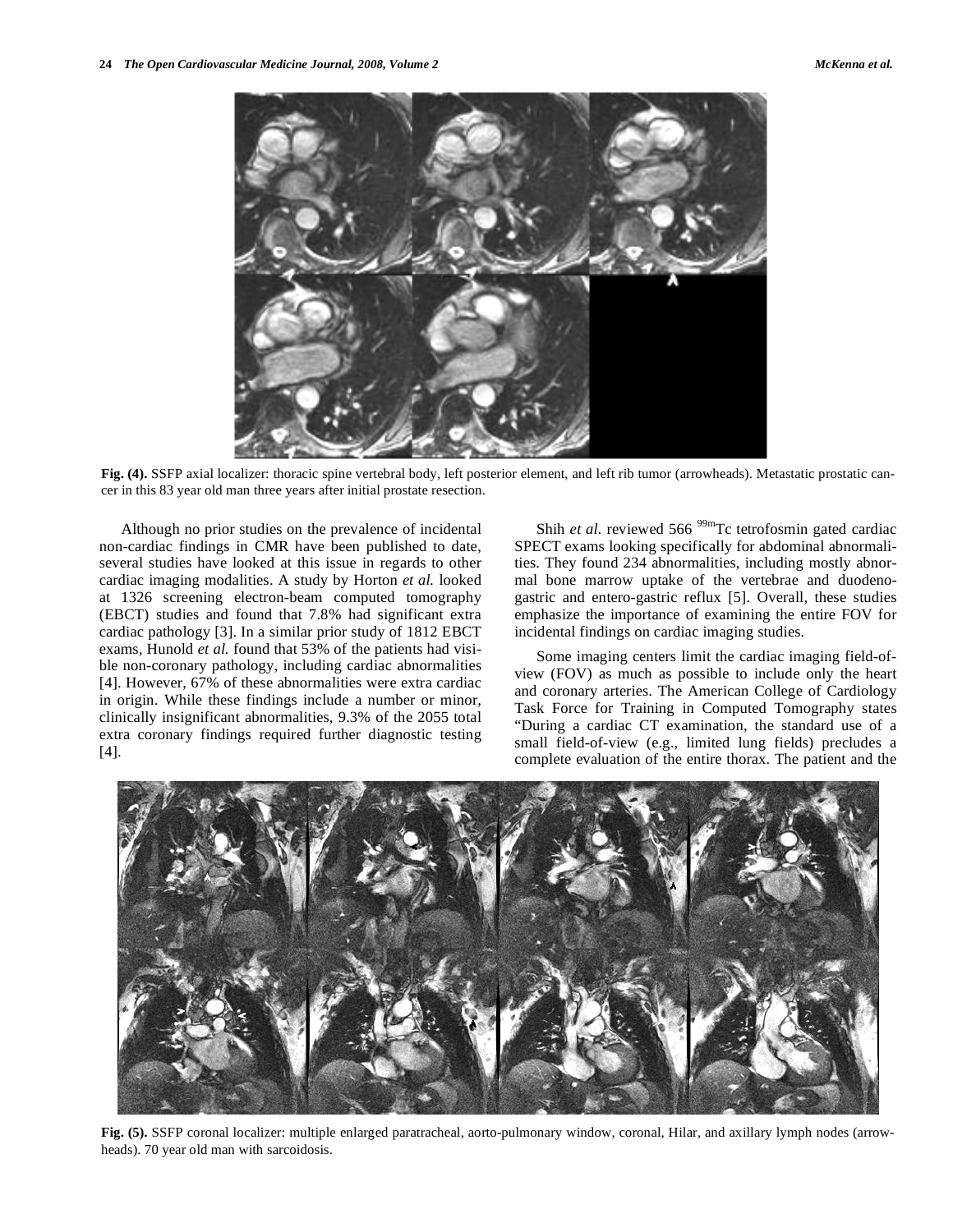Fig. (4). SSFP axial localizer: thoracic spine vertebral body, left posterior element, and left rib tumor (arrowheads). Metastatic prostatic cancer in this 83 year old man three years after initial prostate resection.

Although no prior studies on the prevalence of incidental non-cardiac findings in CMR have been published to date, several studies have looked at this issue in regards to other cardiac imaging modalities. A study by Horton *et al.* looked at 1326 screening electron-beam computed tomography (EBCT) studies and found that 7.8% had significant extra cardiac pathology [3]. In a similar prior study of 1812 EBCT exams, Hunold *et al.* found that 53% of the patients had visible non-coronary pathology, including cardiac abnormalities [4]. However, 67% of these abnormalities were extra cardiac in origin. While these findings include a number or minor, clinically insignificant abnormalities, 9.3% of the 2055 total extra coronary findings required further diagnostic testing [4].

Shih *et al.* reviewed 566 $^{99m}$Tc tetrofosmin gated cardiac SPECT exams looking specifically for abdominal abnormalities. They found 234 abnormalities, including mostly abnormal bone marrow uptake of the vertebrae and duodeno-gastric and entero-gastric reflux [5]. Overall, these studies emphasize the importance of examining the entire FOV for incidental findings on cardiac imaging studies.

Some imaging centers limit the cardiac imaging field-of-view (FOV) as much as possible to include only the heart and coronary arteries. The American College of Cardiology Task Force for Training in Computed Tomography states "During a cardiac CT examination, the standard use of a small field-of-view (e.g., limited lung fields) precludes a complete evaluation of the entire thorax. The patient and the

Fig. (5). SSFP coronal localizer: multiple enlarged paratracheal, aorto-pulmonary window, coronal, Hilar, and axillary lymph nodes (arrowheads). 70 year old man with sarcoidosis.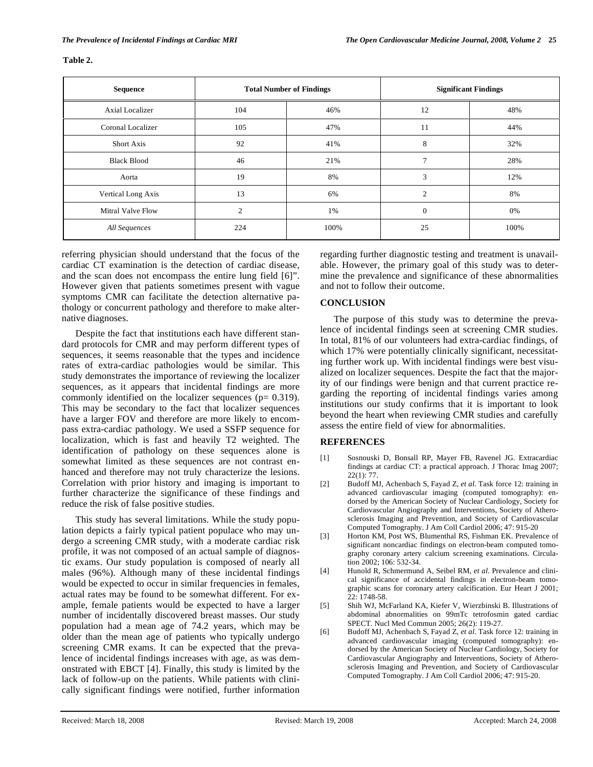**Table 2.**

| Sequence | Total Number of Findings | | Significant Findings | |
|---|---|---|---|---|
| Axial Localizer | 104 | 46% | 12 | 48% |
| Coronal Localizer | 105 | 47% | 11 | 44% |
| Short Axis | 92 | 41% | 8 | 32% |
| Black Blood | 46 | 21% | 7 | 28% |
| Aorta | 19 | 8% | 3 | 12% |
| Vertical Long Axis | 13 | 6% | 2 | 8% |
| Mitral Valve Flow | 2 | 1% | 0 | 0% |
| *All Sequences* | 224 | 100% | 25 | 100% |

referring physician should understand that the focus of the cardiac CT examination is the detection of cardiac disease, and the scan does not encompass the entire lung field [6]". However given that patients sometimes present with vague symptoms CMR can facilitate the detection alternative pathology or concurrent pathology and therefore to make alternative diagnoses.

Despite the fact that institutions each have different standard protocols for CMR and may perform different types of sequences, it seems reasonable that the types and incidence rates of extra-cardiac pathologies would be similar. This study demonstrates the importance of reviewing the localizer sequences, as it appears that incidental findings are more commonly identified on the localizer sequences ($p= 0.319$). This may be secondary to the fact that localizer sequences have a larger FOV and therefore are more likely to encompass extra-cardiac pathology. We used a SSFP sequence for localization, which is fast and heavily T2 weighted. The identification of pathology on these sequences alone is somewhat limited as these sequences are not contrast enhanced and therefore may not truly characterize the lesions. Correlation with prior history and imaging is important to further characterize the significance of these findings and reduce the risk of false positive studies.

This study has several limitations. While the study population depicts a fairly typical patient populace who may undergo a screening CMR study, with a moderate cardiac risk profile, it was not composed of an actual sample of diagnostic exams. Our study population is composed of nearly all males (96%). Although many of these incidental findings would be expected to occur in similar frequencies in females, actual rates may be found to be somewhat different. For example, female patients would be expected to have a larger number of incidentally discovered breast masses. Our study population had a mean age of 74.2 years, which may be older than the mean age of patients who typically undergo screening CMR exams. It can be expected that the prevalence of incidental findings increases with age, as was demonstrated with EBCT [4]. Finally, this study is limited by the lack of follow-up on the patients. While patients with clinically significant findings were notified, further information regarding further diagnostic testing and treatment is unavailable. However, the primary goal of this study was to determine the prevalence and significance of these abnormalities and not to follow their outcome.

## CONCLUSION

The purpose of this study was to determine the prevalence of incidental findings seen at screening CMR studies. In total, 81% of our volunteers had extra-cardiac findings, of which 17% were potentially clinically significant, necessitating further work up. With incidental findings were best visualized on localizer sequences. Despite the fact that the majority of our findings were benign and that current practice regarding the reporting of incidental findings varies among institutions our study confirms that it is important to look beyond the heart when reviewing CMR studies and carefully assess the entire field of view for abnormalities.

## REFERENCES

[1] Sosnouski D, Bonsall RP, Mayer FB, Ravenel JG. Extracardiac findings at cardiac CT: a practical approach. J Thorac Imag 2007; 22(1): 77.

[2] Budoff MJ, Achenbach S, Fayad Z, *et al*. Task force 12: training in advanced cardiovascular imaging (computed tomography): endorsed by the American Society of Nuclear Cardiology, Society for Cardiovascular Angiography and Interventions, Society of Atherosclerosis Imaging and Prevention, and Society of Cardiovascular Computed Tomography. J Am Coll Cardiol 2006; 47: 915-20

[3] Horton KM, Post WS, Blumenthal RS, Fishman EK. Prevalence of significant noncardiac findings on electron-beam computed tomography coronary artery calcium screening examinations. Circulation 2002; 106: 532-34.

[4] Hunold R, Schmermund A, Seibel RM, *et al*. Prevalence and clinical significance of accidental findings in electron-beam tomographic scans for coronary artery calcification. Eur Heart J 2001; 22: 1748-58.

[5] Shih WJ, McFarland KA, Kiefer V, Wierzbinski B. Illustrations of abdominal abnormalities on 99mTc tetrofosmin gated cardiac SPECT. Nucl Med Commun 2005; 26(2): 119-27.

[6] Budoff MJ, Achenbach S, Fayad Z, *et al*. Task force 12: training in advanced cardiovascular imaging (computed tomography): endorsed by the American Society of Nuclear Cardiology, Society for Cardiovascular Angiography and Interventions, Society of Atherosclerosis Imaging and Prevention, and Society of Cardiovascular Computed Tomography. J Am Coll Cardiol 2006; 47: 915-20.

Received: March 18, 2008 Revised: March 19, 2008 Accepted: March 24, 2008